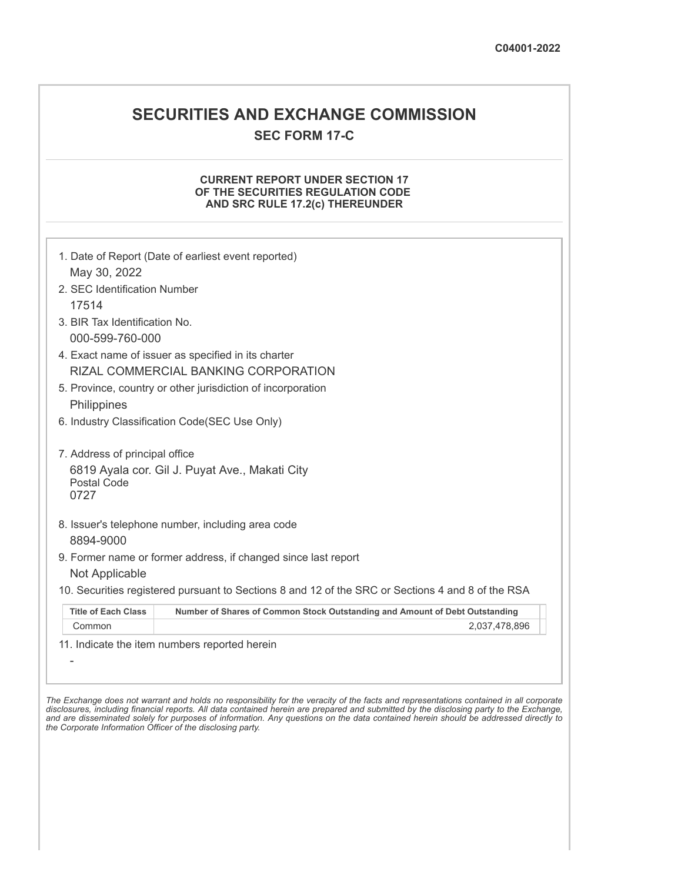C04001-2022

# SECURITIES AND EXCHANGE COMMISSION

## SEC FORM 17-C

### CURRENT REPORT UNDER SECTION 17 OF THE SECURITIES REGULATION CODE AND SRC RULE 17.2(c) THEREUNDER

1. Date of Report (Date of earliest event reported)
   May 30, 2022
2. SEC Identification Number
   17514
3. BIR Tax Identification No.
   000-599-760-000
4. Exact name of issuer as specified in its charter
   RIZAL COMMERCIAL BANKING CORPORATION
5. Province, country or other jurisdiction of incorporation
   Philippines
6. Industry Classification Code(SEC Use Only)

7. Address of principal office
   6819 Ayala cor. Gil J. Puyat Ave., Makati City
   Postal Code
   0727
8. Issuer's telephone number, including area code
   8894-9000
9. Former name or former address, if changed since last report
   Not Applicable
10. Securities registered pursuant to Sections 8 and 12 of the SRC or Sections 4 and 8 of the RSA

| Title of Each Class | Number of Shares of Common Stock Outstanding and Amount of Debt Outstanding |
|---|---|
| Common | 2,037,478,896 |

11. Indicate the item numbers reported herein
   -

*The Exchange does not warrant and holds no responsibility for the veracity of the facts and representations contained in all corporate disclosures, including financial reports. All data contained herein are prepared and submitted by the disclosing party to the Exchange, and are disseminated solely for purposes of information. Any questions on the data contained herein should be addressed directly to the Corporate Information Officer of the disclosing party.*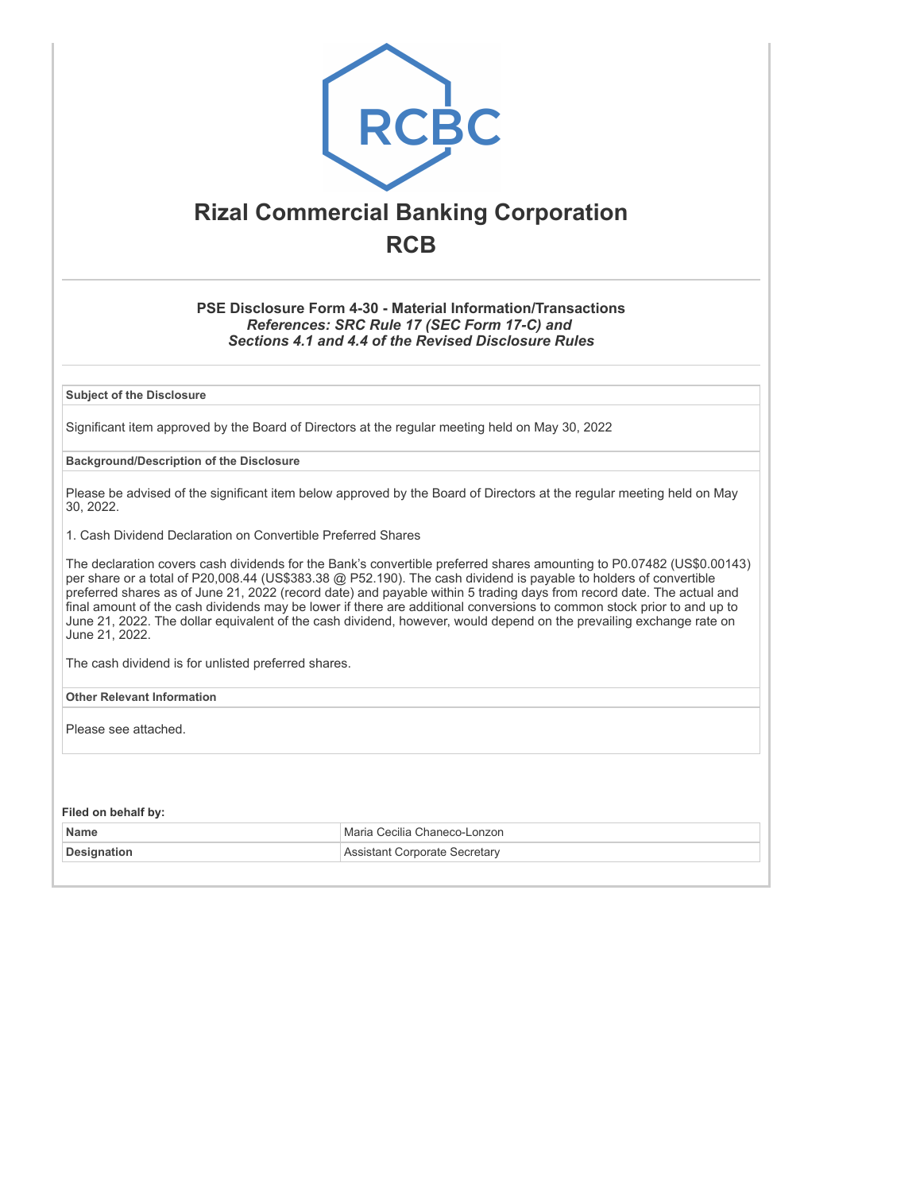# Rizal Commercial Banking Corporation

## RCB

### PSE Disclosure Form 4-30 - Material Information/Transactions

***References: SRC Rule 17 (SEC Form 17-C) and***
***Sections 4.1 and 4.4 of the Revised Disclosure Rules***

**Subject of the Disclosure**

Significant item approved by the Board of Directors at the regular meeting held on May 30, 2022

**Background/Description of the Disclosure**

Please be advised of the significant item below approved by the Board of Directors at the regular meeting held on May 30, 2022.

1. Cash Dividend Declaration on Convertible Preferred Shares

The declaration covers cash dividends for the Bank's convertible preferred shares amounting to P0.07482 (US$0.00143) per share or a total of P20,008.44 (US$383.38 @ P52.190). The cash dividend is payable to holders of convertible preferred shares as of June 21, 2022 (record date) and payable within 5 trading days from record date. The actual and final amount of the cash dividends may be lower if there are additional conversions to common stock prior to and up to June 21, 2022. The dollar equivalent of the cash dividend, however, would depend on the prevailing exchange rate on June 21, 2022.

The cash dividend is for unlisted preferred shares.

**Other Relevant Information**

Please see attached.

**Filed on behalf by:**

| | |
|---|---|
| **Name** | Maria Cecilia Chaneco-Lonzon |
| **Designation** | Assistant Corporate Secretary |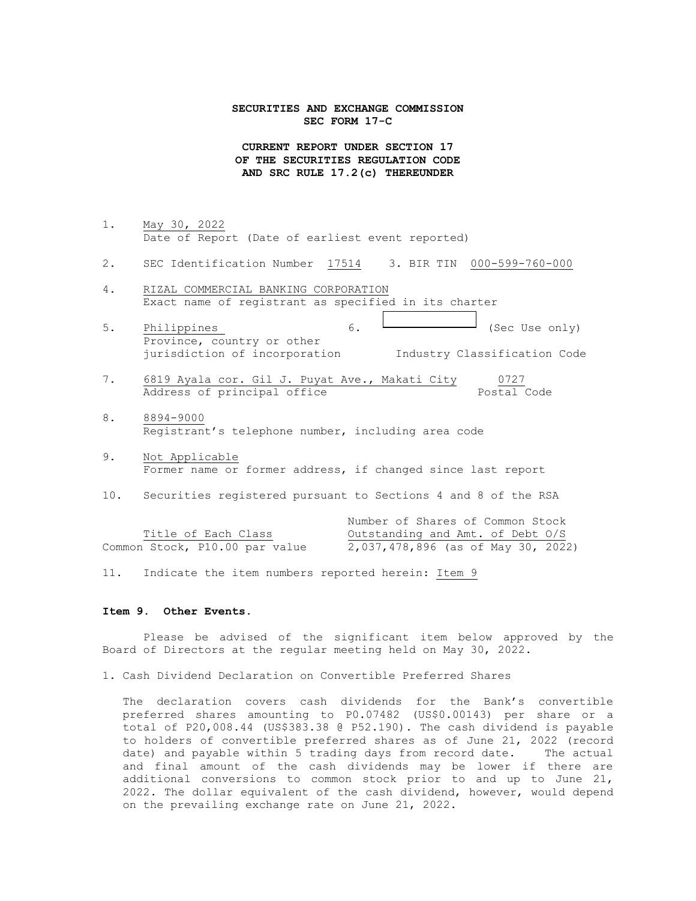**SECURITIES AND EXCHANGE COMMISSION**
**SEC FORM 17-C**

**CURRENT REPORT UNDER SECTION 17**
**OF THE SECURITIES REGULATION CODE**
**AND SRC RULE 17.2(c) THEREUNDER**

1. May 30, 2022
   Date of Report (Date of earliest event reported)

2. SEC Identification Number 17514 3. BIR TIN 000-599-760-000

4. RIZAL COMMERCIAL BANKING CORPORATION
   Exact name of registrant as specified in its charter

5. Philippines
   Province, country or other jurisdiction of incorporation
   6. ______________ (Sec Use only)
   Industry Classification Code

7. 6819 Ayala cor. Gil J. Puyat Ave., Makati City 0727
   Address of principal office Postal Code

8. 8894-9000
   Registrant's telephone number, including area code

9. Not Applicable
   Former name or former address, if changed since last report

10. Securities registered pursuant to Sections 4 and 8 of the RSA

| Title of Each Class | Number of Shares of Common Stock Outstanding and Amt. of Debt O/S |
|---|---|
| Common Stock, P10.00 par value | 2,037,478,896 (as of May 30, 2022) |

11. Indicate the item numbers reported herein: Item 9

**Item 9. Other Events.**

Please be advised of the significant item below approved by the Board of Directors at the regular meeting held on May 30, 2022.

1. Cash Dividend Declaration on Convertible Preferred Shares

   The declaration covers cash dividends for the Bank's convertible preferred shares amounting to P0.07482 (US$0.00143) per share or a total of P20,008.44 (US$383.38 @ P52.190). The cash dividend is payable to holders of convertible preferred shares as of June 21, 2022 (record date) and payable within 5 trading days from record date. The actual and final amount of the cash dividends may be lower if there are additional conversions to common stock prior to and up to June 21, 2022. The dollar equivalent of the cash dividend, however, would depend on the prevailing exchange rate on June 21, 2022.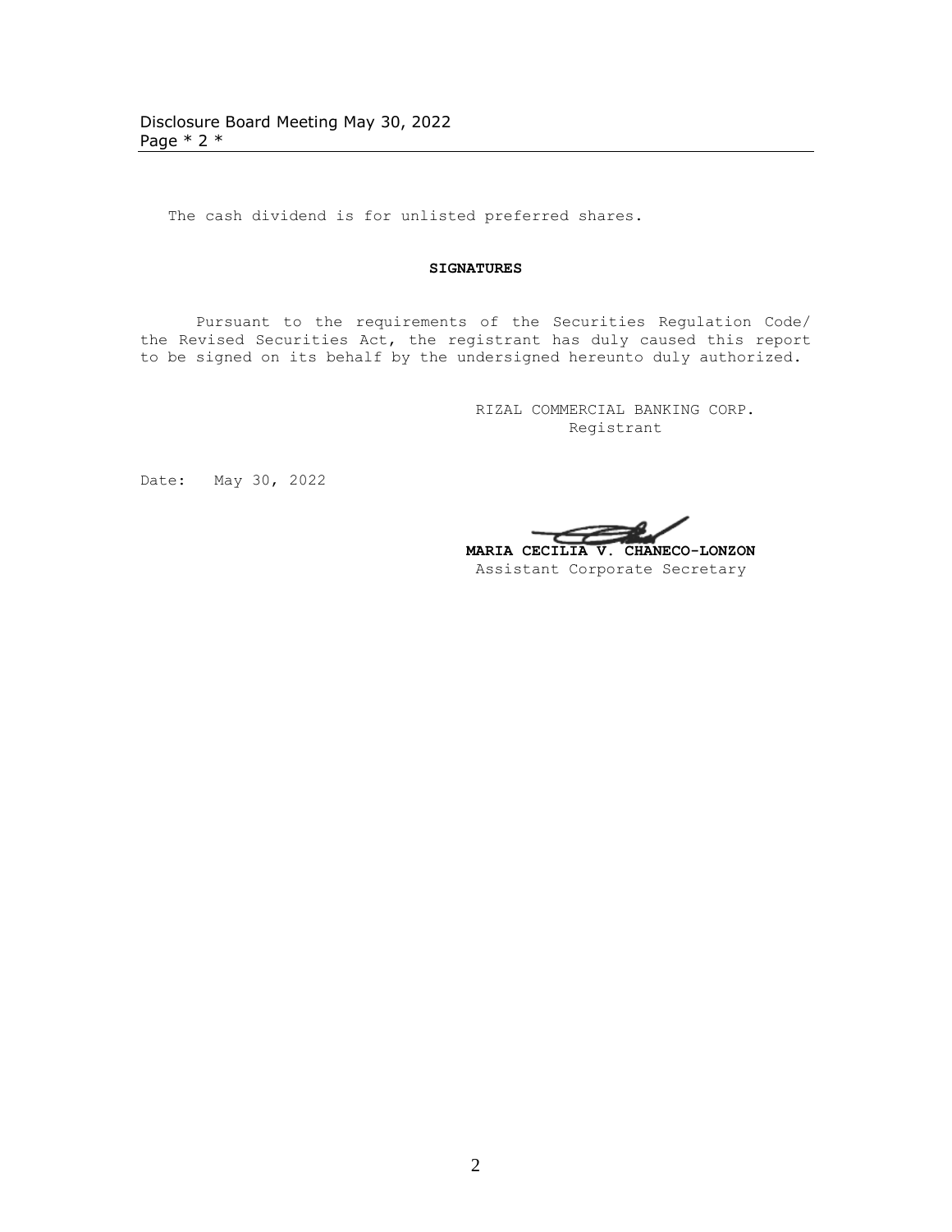The cash dividend is for unlisted preferred shares.

**SIGNATURES**

Pursuant to the requirements of the Securities Regulation Code/ the Revised Securities Act, the registrant has duly caused this report to be signed on its behalf by the undersigned hereunto duly authorized.

RIZAL COMMERCIAL BANKING CORP.
Registrant

Date: May 30, 2022

**MARIA CECILIA V. CHANECO-LONZON**
Assistant Corporate Secretary